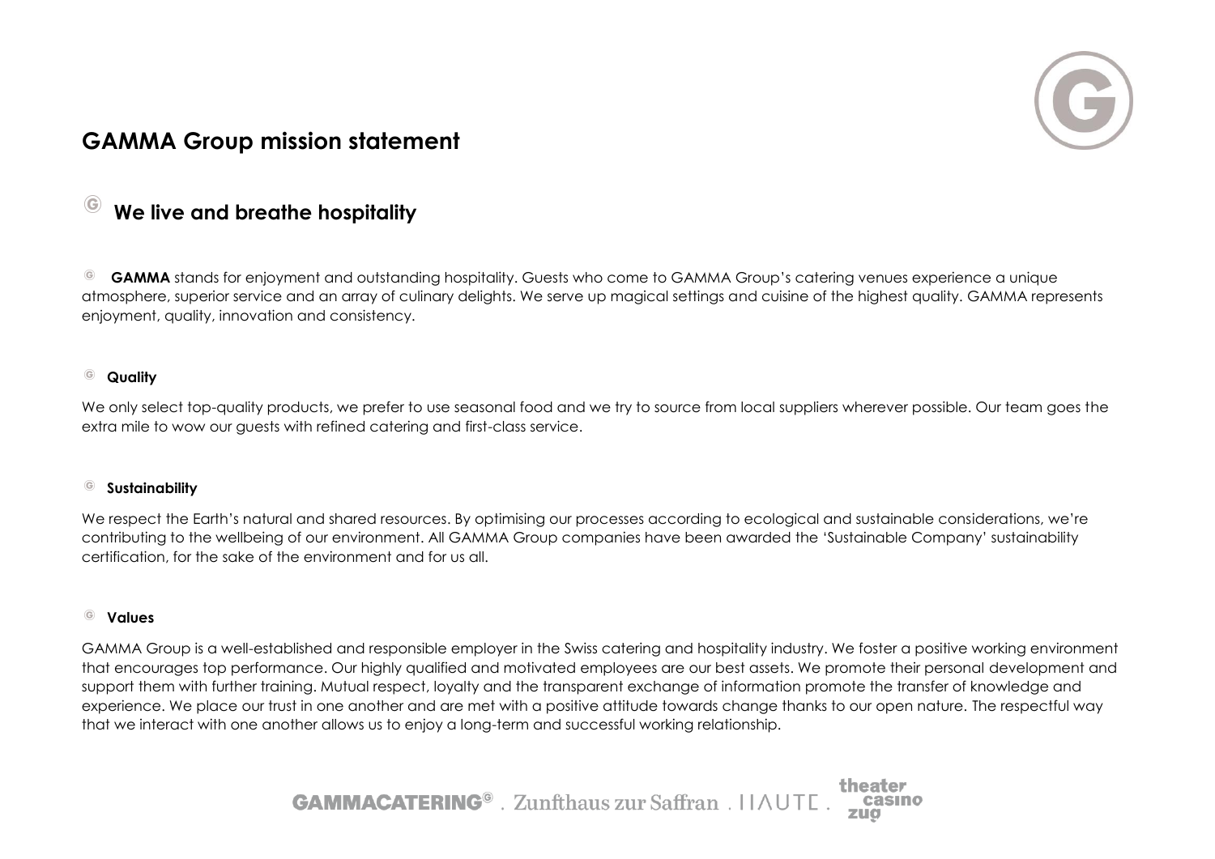# GAMMA Group mission statement

## We live and breathe hospitality

**GAMMA** stands for enjoyment and outstanding hospitality. Guests who come to GAMMA Group's catering venues experience a unique atmosphere, superior service and an array of culinary delights. We serve up magical settings and cuisine of the highest quality. GAMMA represents enjoyment, quality, innovation and consistency.

### Quality

We only select top-quality products, we prefer to use seasonal food and we try to source from local suppliers wherever possible. Our team goes the extra mile to wow our guests with refined catering and first-class service.

### Sustainability

We respect the Earth's natural and shared resources. By optimising our processes according to ecological and sustainable considerations, we're contributing to the wellbeing of our environment. All GAMMA Group companies have been awarded the 'Sustainable Company' sustainability certification, for the sake of the environment and for us all.

### Values

GAMMA Group is a well-established and responsible employer in the Swiss catering and hospitality industry. We foster a positive working environment that encourages top performance. Our highly qualified and motivated employees are our best assets. We promote their personal development and support them with further training. Mutual respect, loyalty and the transparent exchange of information promote the transfer of knowledge and experience. We place our trust in one another and are met with a positive attitude towards change thanks to our open nature. The respectful way that we interact with one another allows us to enjoy a long-term and successful working relationship.

GAMMACATERING® . Zunfthaus zur Saffran . HAUTE . theater casino zug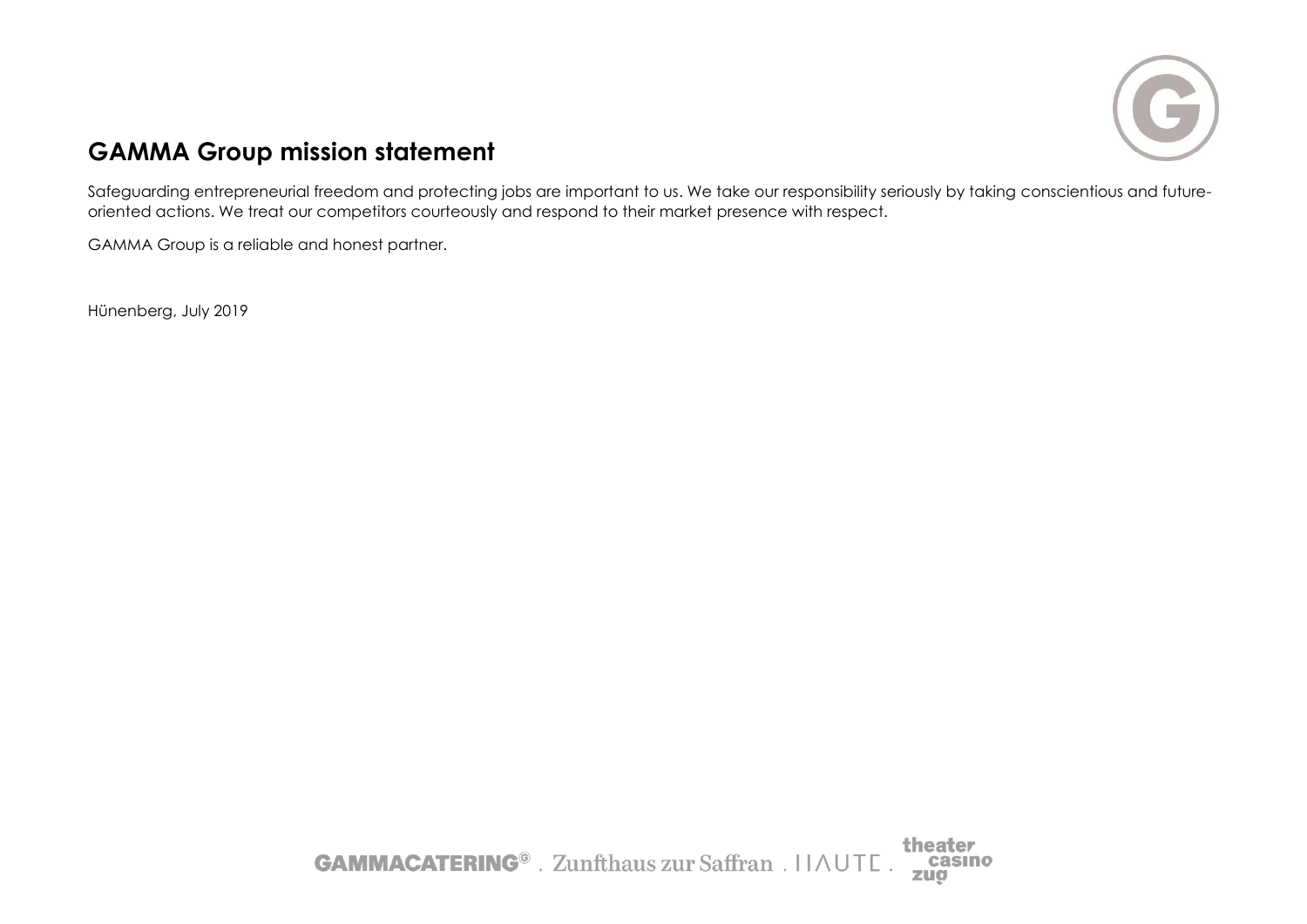# GAMMA Group mission statement

Safeguarding entrepreneurial freedom and protecting jobs are important to us. We take our responsibility seriously by taking conscientious and future-oriented actions. We treat our competitors courteously and respond to their market presence with respect.

GAMMA Group is a reliable and honest partner.

Hünenberg, July 2019